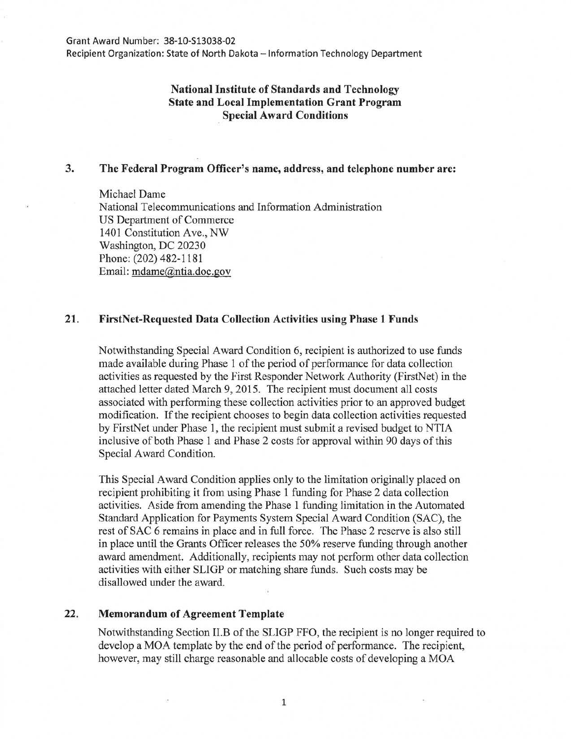Grant Award Number: 38-10-S13038-02
Recipient Organization: State of North Dakota – Information Technology Department

# National Institute of Standards and Technology
# State and Local Implementation Grant Program
# Special Award Conditions

## 3. The Federal Program Officer's name, address, and telephone number are:

Michael Dame
National Telecommunications and Information Administration
US Department of Commerce
1401 Constitution Ave., NW
Washington, DC 20230
Phone: (202) 482-1181
Email: mdame@ntia.doc.gov

## 21. FirstNet-Requested Data Collection Activities using Phase 1 Funds

Notwithstanding Special Award Condition 6, recipient is authorized to use funds made available during Phase 1 of the period of performance for data collection activities as requested by the First Responder Network Authority (FirstNet) in the attached letter dated March 9, 2015. The recipient must document all costs associated with performing these collection activities prior to an approved budget modification. If the recipient chooses to begin data collection activities requested by FirstNet under Phase 1, the recipient must submit a revised budget to NTIA inclusive of both Phase 1 and Phase 2 costs for approval within 90 days of this Special Award Condition.

This Special Award Condition applies only to the limitation originally placed on recipient prohibiting it from using Phase 1 funding for Phase 2 data collection activities. Aside from amending the Phase 1 funding limitation in the Automated Standard Application for Payments System Special Award Condition (SAC), the rest of SAC 6 remains in place and in full force. The Phase 2 reserve is also still in place until the Grants Officer releases the 50% reserve funding through another award amendment. Additionally, recipients may not perform other data collection activities with either SLIGP or matching share funds. Such costs may be disallowed under the award.

## 22. Memorandum of Agreement Template

Notwithstanding Section II.B of the SLIGP FFO, the recipient is no longer required to develop a MOA template by the end of the period of performance. The recipient, however, may still charge reasonable and allocable costs of developing a MOA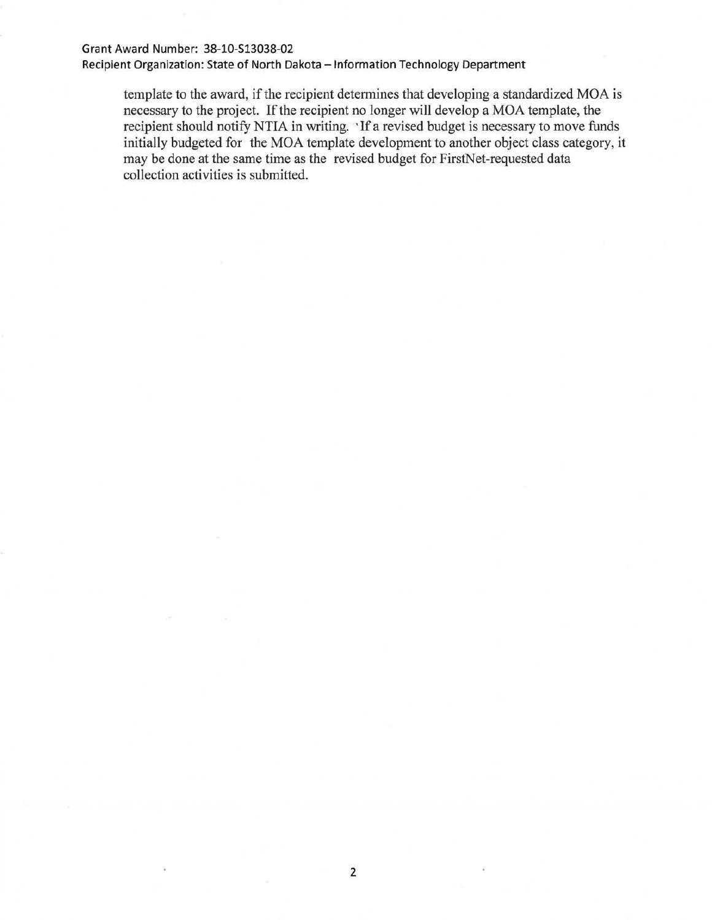template to the award, if the recipient determines that developing a standardized MOA is necessary to the project. If the recipient no longer will develop a MOA template, the recipient should notify NTIA in writing. If a revised budget is necessary to move funds initially budgeted for the MOA template development to another object class category, it may be done at the same time as the revised budget for FirstNet-requested data collection activities is submitted.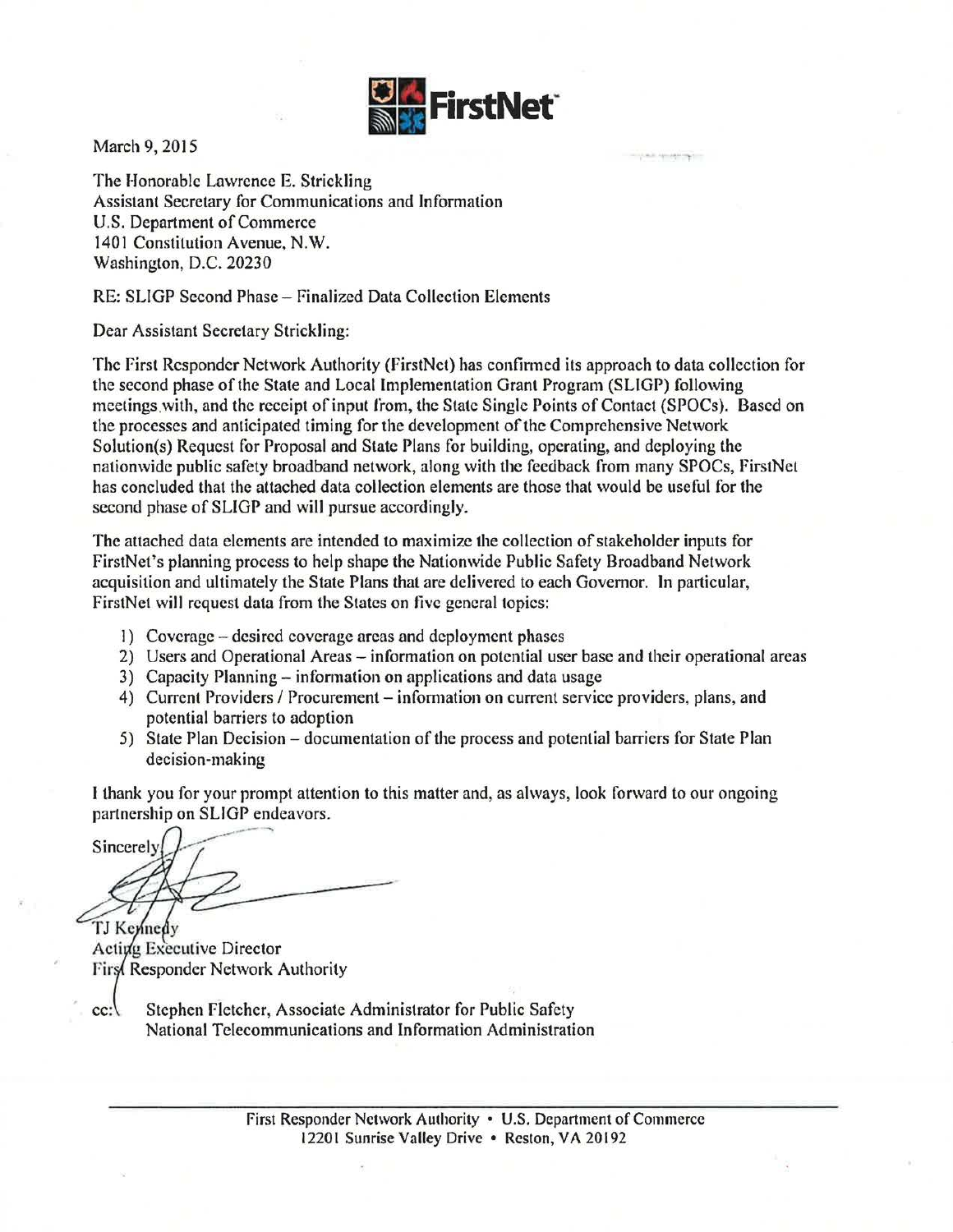FirstNet

March 9, 2015

The Honorable Lawrence E. Strickling
Assistant Secretary for Communications and Information
U.S. Department of Commerce
1401 Constitution Avenue, N.W.
Washington, D.C. 20230

RE: SLIGP Second Phase – Finalized Data Collection Elements

Dear Assistant Secretary Strickling:

The First Responder Network Authority (FirstNet) has confirmed its approach to data collection for the second phase of the State and Local Implementation Grant Program (SLIGP) following meetings with, and the receipt of input from, the State Single Points of Contact (SPOCs). Based on the processes and anticipated timing for the development of the Comprehensive Network Solution(s) Request for Proposal and State Plans for building, operating, and deploying the nationwide public safety broadband network, along with the feedback from many SPOCs, FirstNet has concluded that the attached data collection elements are those that would be useful for the second phase of SLIGP and will pursue accordingly.

The attached data elements are intended to maximize the collection of stakeholder inputs for FirstNet's planning process to help shape the Nationwide Public Safety Broadband Network acquisition and ultimately the State Plans that are delivered to each Governor. In particular, FirstNet will request data from the States on five general topics:

1) Coverage – desired coverage areas and deployment phases
2) Users and Operational Areas – information on potential user base and their operational areas
3) Capacity Planning – information on applications and data usage
4) Current Providers / Procurement – information on current service providers, plans, and potential barriers to adoption
5) State Plan Decision – documentation of the process and potential barriers for State Plan decision-making

I thank you for your prompt attention to this matter and, as always, look forward to our ongoing partnership on SLIGP endeavors.

Sincerely,

TJ Kennedy
Acting Executive Director
First Responder Network Authority

cc: Stephen Fletcher, Associate Administrator for Public Safety
National Telecommunications and Information Administration

First Responder Network Authority • U.S. Department of Commerce
12201 Sunrise Valley Drive • Reston, VA 20192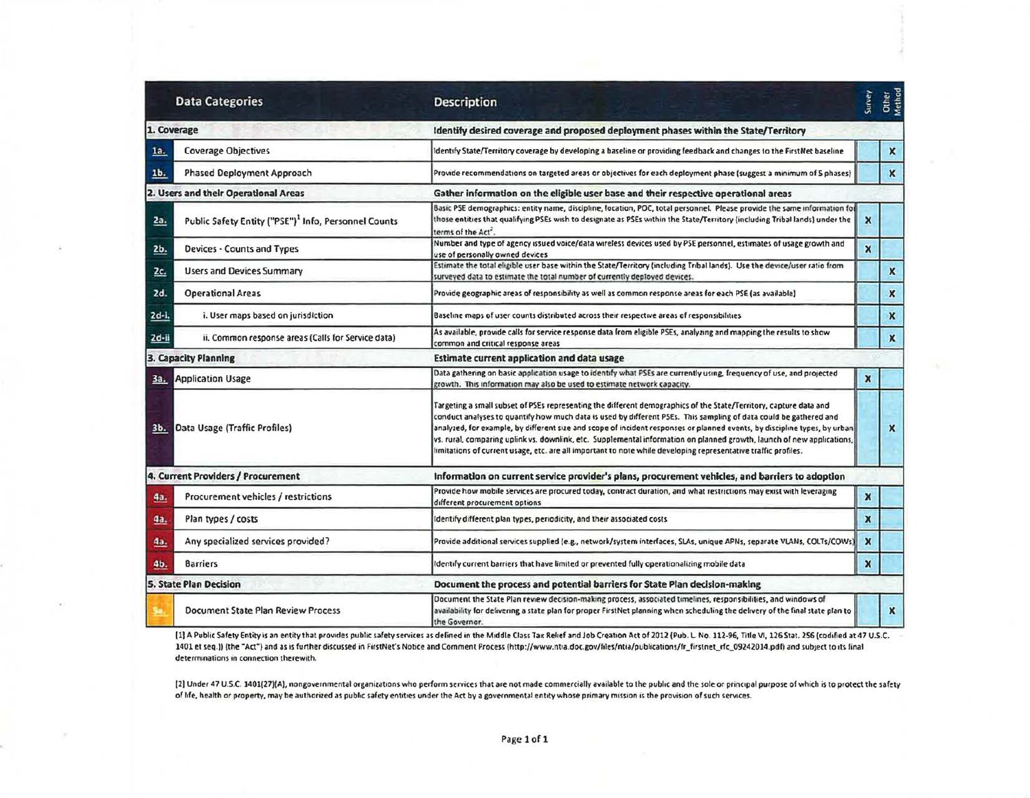| | Data Categories | Description | Survey | Other Method |
|---|---|---|---|---|
| **1. Coverage** | | **Identify desired coverage and proposed deployment phases within the State/Territory** | | |
| 1a. | Coverage Objectives | Identify State/Territory coverage by developing a baseline or providing feedback and changes to the FirstNet baseline | | X |
| 1b. | Phased Deployment Approach | Provide recommendations on targeted areas or objectives for each deployment phase (suggest a minimum of 5 phases) | | X |
| **2. Users and their Operational Areas** | | **Gather information on the eligible user base and their respective operational areas** | | |
| 2a. | Public Safety Entity ("PSE")[1] Info, Personnel Counts | Basic PSE demographics: entity name, discipline, location, POC, total personnel. Please provide the same information for those entities that qualifying PSEs wish to designate as PSEs within the State/Territory (including Tribal lands) under the terms of the Act[2]. | X | |
| 2b. | Devices - Counts and Types | Number and type of agency issued voice/data wireless devices used by PSE personnel, estimates of usage growth and use of personally owned devices | X | |
| 2c. | Users and Devices Summary | Estimate the total eligible user base within the State/Territory (including Tribal lands). Use the device/user ratio from surveyed data to estimate the total number of currently deployed devices. | | X |
| 2d. | Operational Areas | Provide geographic areas of responsibility as well as common response areas for each PSE (as available) | | X |
| 2d-i. | i. User maps based on jurisdiction | Baseline maps of user counts distributed across their respective areas of responsibilities | | X |
| 2d-ii | ii. Common response areas (Calls for Service data) | As available, provide calls for service response data from eligible PSEs, analyzing and mapping the results to show common and critical response areas | | X |
| **3. Capacity Planning** | | **Estimate current application and data usage** | | |
| 3a. | Application Usage | Data gathering on basic application usage to identify what PSEs are currently using, frequency of use, and projected growth. This information may also be used to estimate network capacity. | X | |
| 3b. | Data Usage (Traffic Profiles) | Targeting a small subset of PSEs representing the different demographics of the State/Territory, capture data and conduct analyses to quantify how much data is used by different PSEs. This sampling of data could be gathered and analyzed, for example, by different size and scope of incident responses or planned events, by discipline types, by urban vs. rural, comparing uplink vs. downlink, etc. Supplemental information on planned growth, launch of new applications, limitations of current usage, etc. are all important to note while developing representative traffic profiles. | | X |
| **4. Current Providers / Procurement** | | **Information on current service provider's plans, procurement vehicles, and barriers to adoption** | | |
| 4a. | Procurement vehicles / restrictions | Provide how mobile services are procured today, contract duration, and what restrictions may exist with leveraging different procurement options | X | |
| 4a. | Plan types / costs | Identify different plan types, periodicity, and their associated costs | X | |
| 4a. | Any specialized services provided? | Provide additional services supplied (e.g., network/system interfaces, SLAs, unique APNs, separate VLANs, COLTs/COWs) | X | |
| 4b. | Barriers | Identify current barriers that have limited or prevented fully operationalizing mobile data | X | |
| **5. State Plan Decision** | | **Document the process and potential barriers for State Plan decision-making** | | |
| 5a. | Document State Plan Review Process | Document the State Plan review decision-making process, associated timelines, responsibilities, and windows of availability for delivering a state plan for proper FirstNet planning when scheduling the delivery of the final state plan to the Governor. | | X |

[1] A Public Safety Entity is an entity that provides public safety services as defined in the Middle Class Tax Relief and Job Creation Act of 2012 (Pub. L. No. 112-96, Title VI, 126 Stat. 256 (codified at 47 U.S.C. 1401 et seq.)) (the "Act") and as is further discussed in FirstNet's Notice and Comment Process (http://www.ntia.doc.gov/files/ntia/publications/fr_firstnet_rfc_09242014.pdf) and subject to its final determinations in connection therewith.

[2] Under 47 U.S.C. 1401(27)(A), nongovernmental organizations who perform services that are not made commercially available to the public and the sole or principal purpose of which is to protect the safety of life, health or property, may be authorized as public safety entities under the Act by a governmental entity whose primary mission is the provision of such services.